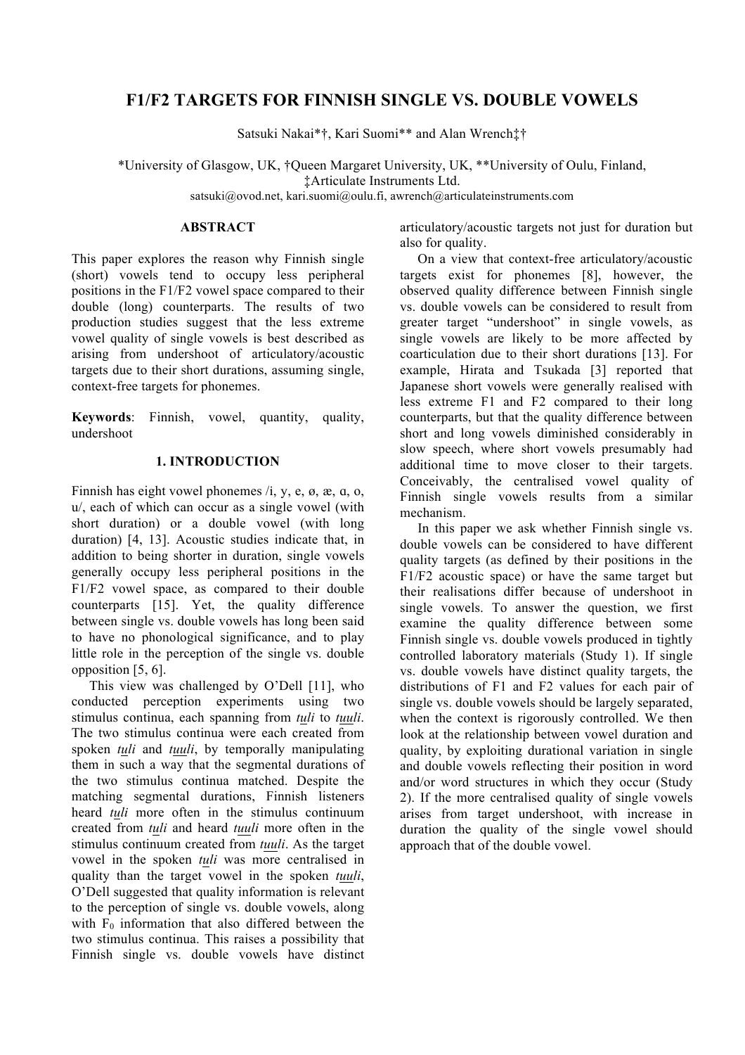# F1/F2 TARGETS FOR FINNISH SINGLE VS. DOUBLE VOWELS

Satsuki Nakai*†, Kari Suomi** and Alan Wrench‡†

*University of Glasgow, UK, †Queen Margaret University, UK, **University of Oulu, Finland,
‡Articulate Instruments Ltd.
satsuki@ovod.net, kari.suomi@oulu.fi, awrench@articulateinstruments.com

## ABSTRACT

This paper explores the reason why Finnish single (short) vowels tend to occupy less peripheral positions in the F1/F2 vowel space compared to their double (long) counterparts. The results of two production studies suggest that the less extreme vowel quality of single vowels is best described as arising from undershoot of articulatory/acoustic targets due to their short durations, assuming single, context-free targets for phonemes.

**Keywords**: Finnish, vowel, quantity, quality, undershoot

## 1. INTRODUCTION

Finnish has eight vowel phonemes /i, y, e, ø, æ, ɑ, o, u/, each of which can occur as a single vowel (with short duration) or a double vowel (with long duration) [4, 13]. Acoustic studies indicate that, in addition to being shorter in duration, single vowels generally occupy less peripheral positions in the F1/F2 vowel space, as compared to their double counterparts [15]. Yet, the quality difference between single vs. double vowels has long been said to have no phonological significance, and to play little role in the perception of the single vs. double opposition [5, 6].

This view was challenged by O'Dell [11], who conducted perception experiments using two stimulus continua, each spanning from *tuli* to *tuuli*. The two stimulus continua were each created from spoken *tuli* and *tuuli*, by temporally manipulating them in such a way that the segmental durations of the two stimulus continua matched. Despite the matching segmental durations, Finnish listeners heard *tuli* more often in the stimulus continuum created from *tuli* and heard *tuuli* more often in the stimulus continuum created from *tuuli*. As the target vowel in the spoken *tuli* was more centralised in quality than the target vowel in the spoken *tuuli*, O'Dell suggested that quality information is relevant to the perception of single vs. double vowels, along with $F_0$ information that also differed between the two stimulus continua. This raises a possibility that Finnish single vs. double vowels have distinct articulatory/acoustic targets not just for duration but also for quality.

On a view that context-free articulatory/acoustic targets exist for phonemes [8], however, the observed quality difference between Finnish single vs. double vowels can be considered to result from greater target "undershoot" in single vowels, as single vowels are likely to be more affected by coarticulation due to their short durations [13]. For example, Hirata and Tsukada [3] reported that Japanese short vowels were generally realised with less extreme F1 and F2 compared to their long counterparts, but that the quality difference between short and long vowels diminished considerably in slow speech, where short vowels presumably had additional time to move closer to their targets. Conceivably, the centralised vowel quality of Finnish single vowels results from a similar mechanism.

In this paper we ask whether Finnish single vs. double vowels can be considered to have different quality targets (as defined by their positions in the F1/F2 acoustic space) or have the same target but their realisations differ because of undershoot in single vowels. To answer the question, we first examine the quality difference between some Finnish single vs. double vowels produced in tightly controlled laboratory materials (Study 1). If single vs. double vowels have distinct quality targets, the distributions of F1 and F2 values for each pair of single vs. double vowels should be largely separated, when the context is rigorously controlled. We then look at the relationship between vowel duration and quality, by exploiting durational variation in single and double vowels reflecting their position in word and/or word structures in which they occur (Study 2). If the more centralised quality of single vowels arises from target undershoot, with increase in duration the quality of the single vowel should approach that of the double vowel.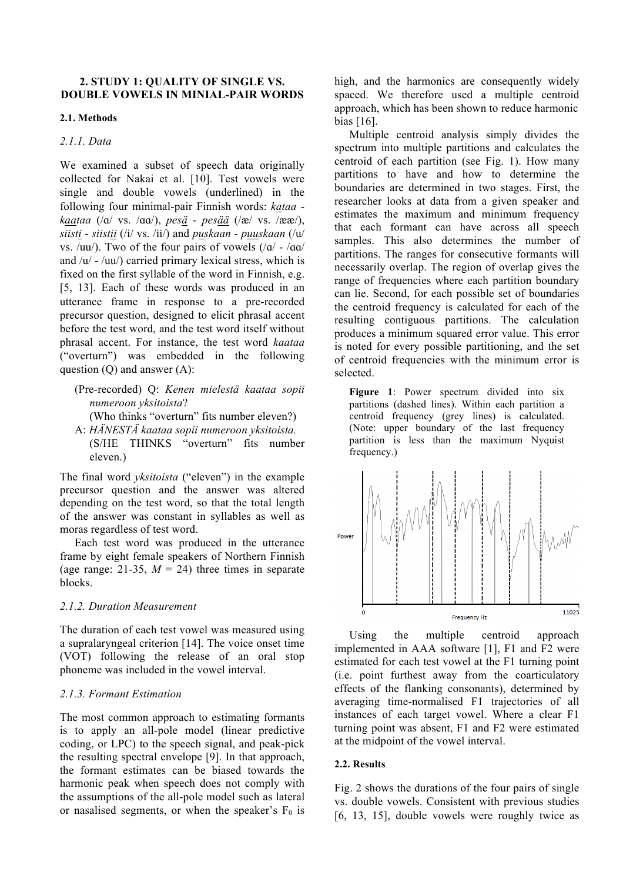## 2. STUDY 1: QUALITY OF SINGLE VS. DOUBLE VOWELS IN MINIAL-PAIR WORDS

### 2.1. Methods

#### *2.1.1. Data*

We examined a subset of speech data originally collected for Nakai et al. [10]. Test vowels were single and double vowels (underlined) in the following four minimal-pair Finnish words: *kataa* - *kaataa* (/ɑ/ vs. /ɑɑ/), *pesä* - *pesää* (/æ/ vs. /ææ/), *siisti* - *siistii* (/i/ vs. /ii/) and *puskaan* - *puuskaan* (/u/ vs. /uu/). Two of the four pairs of vowels (/ɑ/ - /ɑɑ/ and /u/ - /uu/) carried primary lexical stress, which is fixed on the first syllable of the word in Finnish, e.g. [5, 13]. Each of these words was produced in an utterance frame in response to a pre-recorded precursor question, designed to elicit phrasal accent before the test word, and the test word itself without phrasal accent. For instance, the test word *kaataa* ("overturn") was embedded in the following question (Q) and answer (A):

(Pre-recorded) Q: *Kenen mielestä kaataa sopii numeroon yksitoista*?
(Who thinks "overturn" fits number eleven?)
A: *HÄNESTÄ kaataa sopii numeroon yksitoista.*
(S/HE THINKS "overturn" fits number eleven.)

The final word *yksitoista* ("eleven") in the example precursor question and the answer was altered depending on the test word, so that the total length of the answer was constant in syllables as well as moras regardless of test word.

Each test word was produced in the utterance frame by eight female speakers of Northern Finnish (age range: 21-35, $M$ = 24) three times in separate blocks.

#### *2.1.2. Duration Measurement*

The duration of each test vowel was measured using a supralaryngeal criterion [14]. The voice onset time (VOT) following the release of an oral stop phoneme was included in the vowel interval.

#### *2.1.3. Formant Estimation*

The most common approach to estimating formants is to apply an all-pole model (linear predictive coding, or LPC) to the speech signal, and peak-pick the resulting spectral envelope [9]. In that approach, the formant estimates can be biased towards the harmonic peak when speech does not comply with the assumptions of the all-pole model such as lateral or nasalised segments, or when the speaker's $F_0$ is high, and the harmonics are consequently widely spaced. We therefore used a multiple centroid approach, which has been shown to reduce harmonic bias [16].

Multiple centroid analysis simply divides the spectrum into multiple partitions and calculates the centroid of each partition (see Fig. 1). How many partitions to have and how to determine the boundaries are determined in two stages. First, the researcher looks at data from a given speaker and estimates the maximum and minimum frequency that each formant can have across all speech samples. This also determines the number of partitions. The ranges for consecutive formants will necessarily overlap. The region of overlap gives the range of frequencies where each partition boundary can lie. Second, for each possible set of boundaries the centroid frequency is calculated for each of the resulting contiguous partitions. The calculation produces a minimum squared error value. This error is noted for every possible partitioning, and the set of centroid frequencies with the minimum error is selected.

**Figure 1**: Power spectrum divided into six partitions (dashed lines). Within each partition a centroid frequency (grey lines) is calculated. (Note: upper boundary of the last frequency partition is less than the maximum Nyquist frequency.)

Using the multiple centroid approach implemented in AAA software [1], F1 and F2 were estimated for each test vowel at the F1 turning point (i.e. point furthest away from the coarticulatory effects of the flanking consonants), determined by averaging time-normalised F1 trajectories of all instances of each target vowel. Where a clear F1 turning point was absent, F1 and F2 were estimated at the midpoint of the vowel interval.

### 2.2. Results

Fig. 2 shows the durations of the four pairs of single vs. double vowels. Consistent with previous studies [6, 13, 15], double vowels were roughly twice as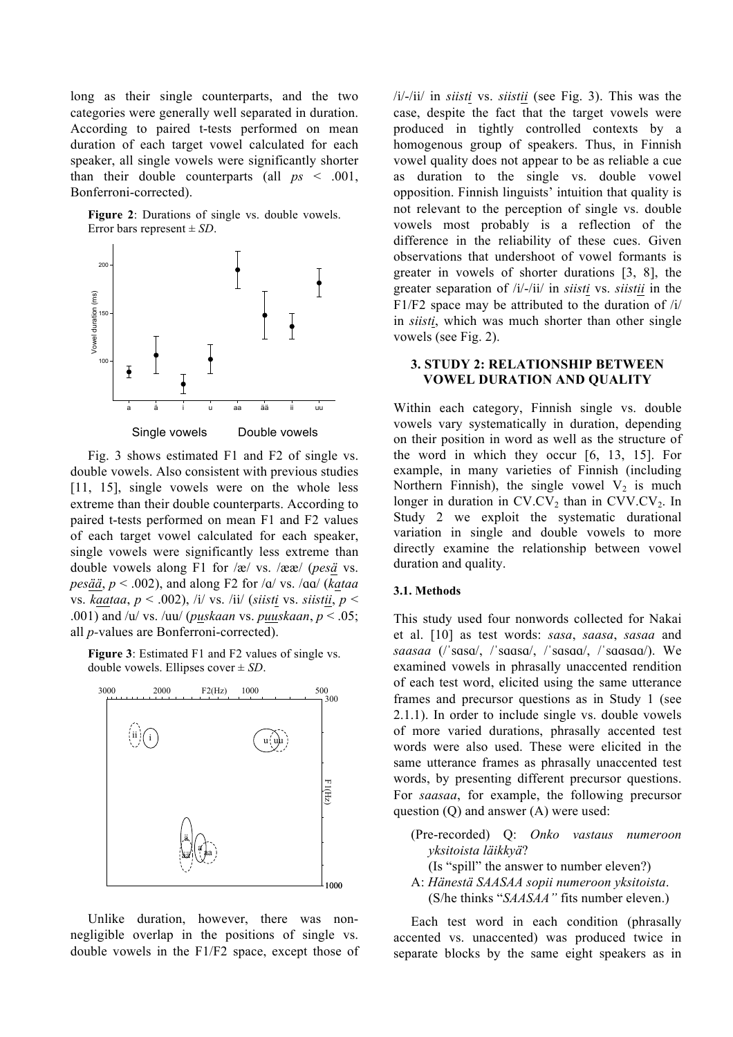long as their single counterparts, and the two categories were generally well separated in duration. According to paired t-tests performed on mean duration of each target vowel calculated for each speaker, all single vowels were significantly shorter than their double counterparts (all *ps* < .001, Bonferroni-corrected).

**Figure 2**: Durations of single vs. double vowels. Error bars represent ± *SD*.

Fig. 3 shows estimated F1 and F2 of single vs. double vowels. Also consistent with previous studies [11, 15], single vowels were on the whole less extreme than their double counterparts. According to paired t-tests performed on mean F1 and F2 values of each target vowel calculated for each speaker, single vowels were significantly less extreme than double vowels along F1 for /æ/ vs. /ææ/ (*pes<u>ä</u>* vs. *pes<u>ää</u>*, $p < .002$), and along F2 for /ɑ/ vs. /ɑɑ/ (*k<u>a</u>taa* vs. *k<u>aa</u>taa*, $p < .002$), /i/ vs. /ii/ (*siist<u>i</u>* vs. *siist<u>ii</u>*, $p < .001$) and /u/ vs. /uu/ (*p<u>u</u>skaan* vs. *p<u>uu</u>skaan*, $p < .05$; all *p*-values are Bonferroni-corrected).

**Figure 3**: Estimated F1 and F2 values of single vs. double vowels. Ellipses cover ± *SD*.

Unlike duration, however, there was non-negligible overlap in the positions of single vs. double vowels in the F1/F2 space, except those of /i/-/ii/ in *siist<u>i</u>* vs. *siist<u>ii</u>* (see Fig. 3). This was the case, despite the fact that the target vowels were produced in tightly controlled contexts by a homogenous group of speakers. Thus, in Finnish vowel quality does not appear to be as reliable a cue as duration to the single vs. double vowel opposition. Finnish linguists' intuition that quality is not relevant to the perception of single vs. double vowels most probably is a reflection of the difference in the reliability of these cues. Given observations that undershoot of vowel formants is greater in vowels of shorter durations [3, 8], the greater separation of /i/-/ii/ in *siist<u>i</u>* vs. *siist<u>ii</u>* in the F1/F2 space may be attributed to the duration of /i/ in *siist<u>i</u>*, which was much shorter than other single vowels (see Fig. 2).

## 3. STUDY 2: RELATIONSHIP BETWEEN VOWEL DURATION AND QUALITY

Within each category, Finnish single vs. double vowels vary systematically in duration, depending on their position in word as well as the structure of the word in which they occur [6, 13, 15]. For example, in many varieties of Finnish (including Northern Finnish), the single vowel $V_2$ is much longer in duration in CV.CV$_2$ than in CVV.CV$_2$. In Study 2 we exploit the systematic durational variation in single and double vowels to more directly examine the relationship between vowel duration and quality.

### 3.1. Methods

This study used four nonwords collected for Nakai et al. [10] as test words: *sasa*, *saasa*, *sasaa* and *saasaa* (/ˈsɑsɑ/, /ˈsɑɑsɑ/, /ˈsɑsɑɑ/, /ˈsɑɑsɑɑ/). We examined vowels in phrasally unaccented rendition of each test word, elicited using the same utterance frames and precursor questions as in Study 1 (see 2.1.1). In order to include single vs. double vowels of more varied durations, phrasally accented test words were also used. These were elicited in the same utterance frames as phrasally unaccented test words, by presenting different precursor questions. For *saasaa*, for example, the following precursor question (Q) and answer (A) were used:

- (Pre-recorded) Q: *Onko vastaus numeroon yksitoista läikkyä*?
  (Is "spill" the answer to number eleven?)
- A: *Hänestä SAASAA sopii numeroon yksitoista*.
  (S/he thinks "*SAASAA"* fits number eleven.)

Each test word in each condition (phrasally accented vs. unaccented) was produced twice in separate blocks by the same eight speakers as in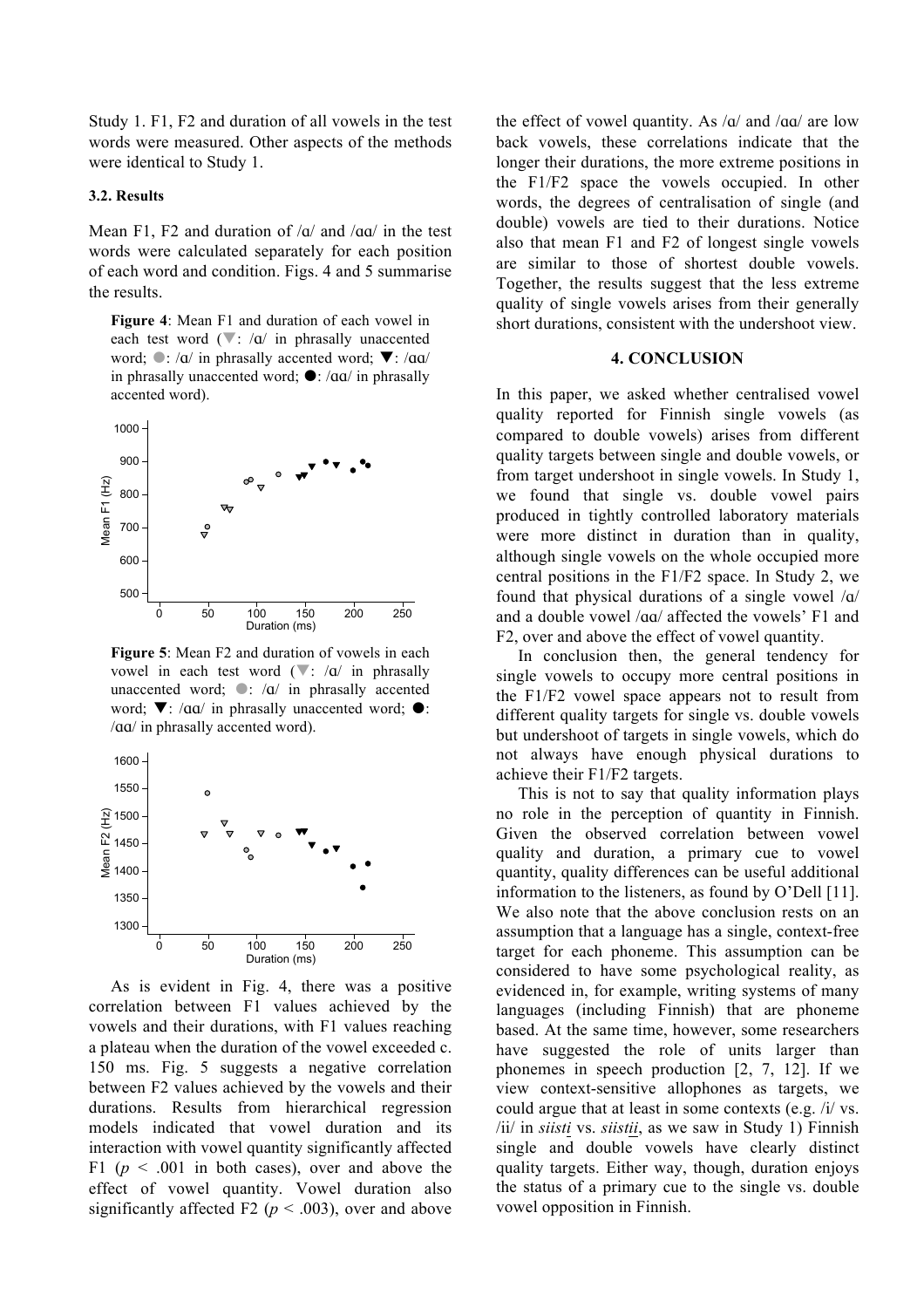Study 1. F1, F2 and duration of all vowels in the test words were measured. Other aspects of the methods were identical to Study 1.

### 3.2. Results

Mean F1, F2 and duration of /ɑ/ and /ɑɑ/ in the test words were calculated separately for each position of each word and condition. Figs. 4 and 5 summarise the results.

**Figure 4**: Mean F1 and duration of each vowel in each test word (▼: /ɑ/ in phrasally unaccented word; ●: /ɑ/ in phrasally accented word; ▼: /ɑɑ/ in phrasally unaccented word; ●: /ɑɑ/ in phrasally accented word).

**Figure 5**: Mean F2 and duration of vowels in each vowel in each test word (▼: /ɑ/ in phrasally unaccented word; ●: /ɑ/ in phrasally accented word; ▼: /ɑɑ/ in phrasally unaccented word; ●: /ɑɑ/ in phrasally accented word).

As is evident in Fig. 4, there was a positive correlation between F1 values achieved by the vowels and their durations, with F1 values reaching a plateau when the duration of the vowel exceeded c. 150 ms. Fig. 5 suggests a negative correlation between F2 values achieved by the vowels and their durations. Results from hierarchical regression models indicated that vowel duration and its interaction with vowel quantity significantly affected F1 ($p < .001$ in both cases), over and above the effect of vowel quantity. Vowel duration also significantly affected F2 ($p < .003$), over and above the effect of vowel quantity. As /ɑ/ and /ɑɑ/ are low back vowels, these correlations indicate that the longer their durations, the more extreme positions in the F1/F2 space the vowels occupied. In other words, the degrees of centralisation of single (and double) vowels are tied to their durations. Notice also that mean F1 and F2 of longest single vowels are similar to those of shortest double vowels. Together, the results suggest that the less extreme quality of single vowels arises from their generally short durations, consistent with the undershoot view.

## 4. CONCLUSION

In this paper, we asked whether centralised vowel quality reported for Finnish single vowels (as compared to double vowels) arises from different quality targets between single and double vowels, or from target undershoot in single vowels. In Study 1, we found that single vs. double vowel pairs produced in tightly controlled laboratory materials were more distinct in duration than in quality, although single vowels on the whole occupied more central positions in the F1/F2 space. In Study 2, we found that physical durations of a single vowel /ɑ/ and a double vowel /ɑɑ/ affected the vowels' F1 and F2, over and above the effect of vowel quantity.

In conclusion then, the general tendency for single vowels to occupy more central positions in the F1/F2 vowel space appears not to result from different quality targets for single vs. double vowels but undershoot of targets in single vowels, which do not always have enough physical durations to achieve their F1/F2 targets.

This is not to say that quality information plays no role in the perception of quantity in Finnish. Given the observed correlation between vowel quality and duration, a primary cue to vowel quantity, quality differences can be useful additional information to the listeners, as found by O'Dell [11]. We also note that the above conclusion rests on an assumption that a language has a single, context-free target for each phoneme. This assumption can be considered to have some psychological reality, as evidenced in, for example, writing systems of many languages (including Finnish) that are phoneme based. At the same time, however, some researchers have suggested the role of units larger than phonemes in speech production [2, 7, 12]. If we view context-sensitive allophones as targets, we could argue that at least in some contexts (e.g. /i/ vs. /ii/ in *siisti* vs. *siistii*, as we saw in Study 1) Finnish single and double vowels have clearly distinct quality targets. Either way, though, duration enjoys the status of a primary cue to the single vs. double vowel opposition in Finnish.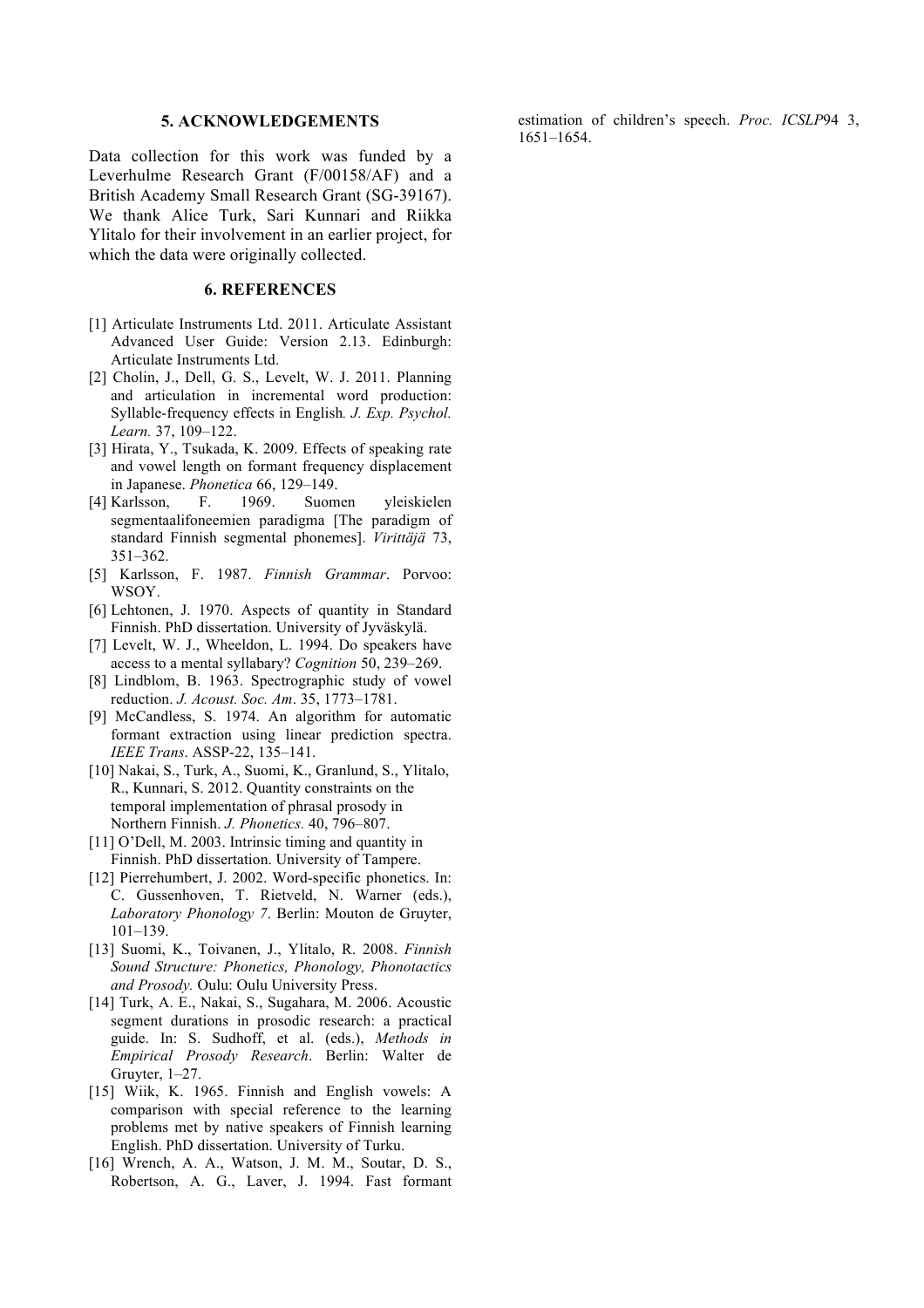## 5. ACKNOWLEDGEMENTS

Data collection for this work was funded by a Leverhulme Research Grant (F/00158/AF) and a British Academy Small Research Grant (SG-39167). We thank Alice Turk, Sari Kunnari and Riikka Ylitalo for their involvement in an earlier project, for which the data were originally collected.

## 6. REFERENCES

[1] Articulate Instruments Ltd. 2011. Articulate Assistant Advanced User Guide: Version 2.13. Edinburgh: Articulate Instruments Ltd.

[2] Cholin, J., Dell, G. S., Levelt, W. J. 2011. Planning and articulation in incremental word production: Syllable-frequency effects in English. *J. Exp. Psychol. Learn.* 37, 109–122.

[3] Hirata, Y., Tsukada, K. 2009. Effects of speaking rate and vowel length on formant frequency displacement in Japanese. *Phonetica* 66, 129–149.

[4] Karlsson, F. 1969. Suomen yleiskielen segmentaalifoneemien paradigma [The paradigm of standard Finnish segmental phonemes]. *Virittäjä* 73, 351–362.

[5] Karlsson, F. 1987. *Finnish Grammar*. Porvoo: WSOY.

[6] Lehtonen, J. 1970. Aspects of quantity in Standard Finnish. PhD dissertation. University of Jyväskylä.

[7] Levelt, W. J., Wheeldon, L. 1994. Do speakers have access to a mental syllabary? *Cognition* 50, 239–269.

[8] Lindblom, B. 1963. Spectrographic study of vowel reduction. *J. Acoust. Soc. Am*. 35, 1773–1781.

[9] McCandless, S. 1974. An algorithm for automatic formant extraction using linear prediction spectra. *IEEE Trans*. ASSP-22, 135–141.

[10] Nakai, S., Turk, A., Suomi, K., Granlund, S., Ylitalo, R., Kunnari, S. 2012. Quantity constraints on the temporal implementation of phrasal prosody in Northern Finnish. *J. Phonetics*. 40, 796–807.

[11] O'Dell, M. 2003. Intrinsic timing and quantity in Finnish. PhD dissertation. University of Tampere.

[12] Pierrehumbert, J. 2002. Word-specific phonetics. In: C. Gussenhoven, T. Rietveld, N. Warner (eds.), *Laboratory Phonology 7*. Berlin: Mouton de Gruyter, 101–139.

[13] Suomi, K., Toivanen, J., Ylitalo, R. 2008. *Finnish Sound Structure: Phonetics, Phonology, Phonotactics and Prosody.* Oulu: Oulu University Press.

[14] Turk, A. E., Nakai, S., Sugahara, M. 2006. Acoustic segment durations in prosodic research: a practical guide. In: S. Sudhoff, et al. (eds.), *Methods in Empirical Prosody Research*. Berlin: Walter de Gruyter, 1–27.

[15] Wiik, K. 1965. Finnish and English vowels: A comparison with special reference to the learning problems met by native speakers of Finnish learning English. PhD dissertation. University of Turku.

[16] Wrench, A. A., Watson, J. M. M., Soutar, D. S., Robertson, A. G., Laver, J. 1994. Fast formant estimation of children's speech. *Proc. ICSLP*94 3, 1651–1654.